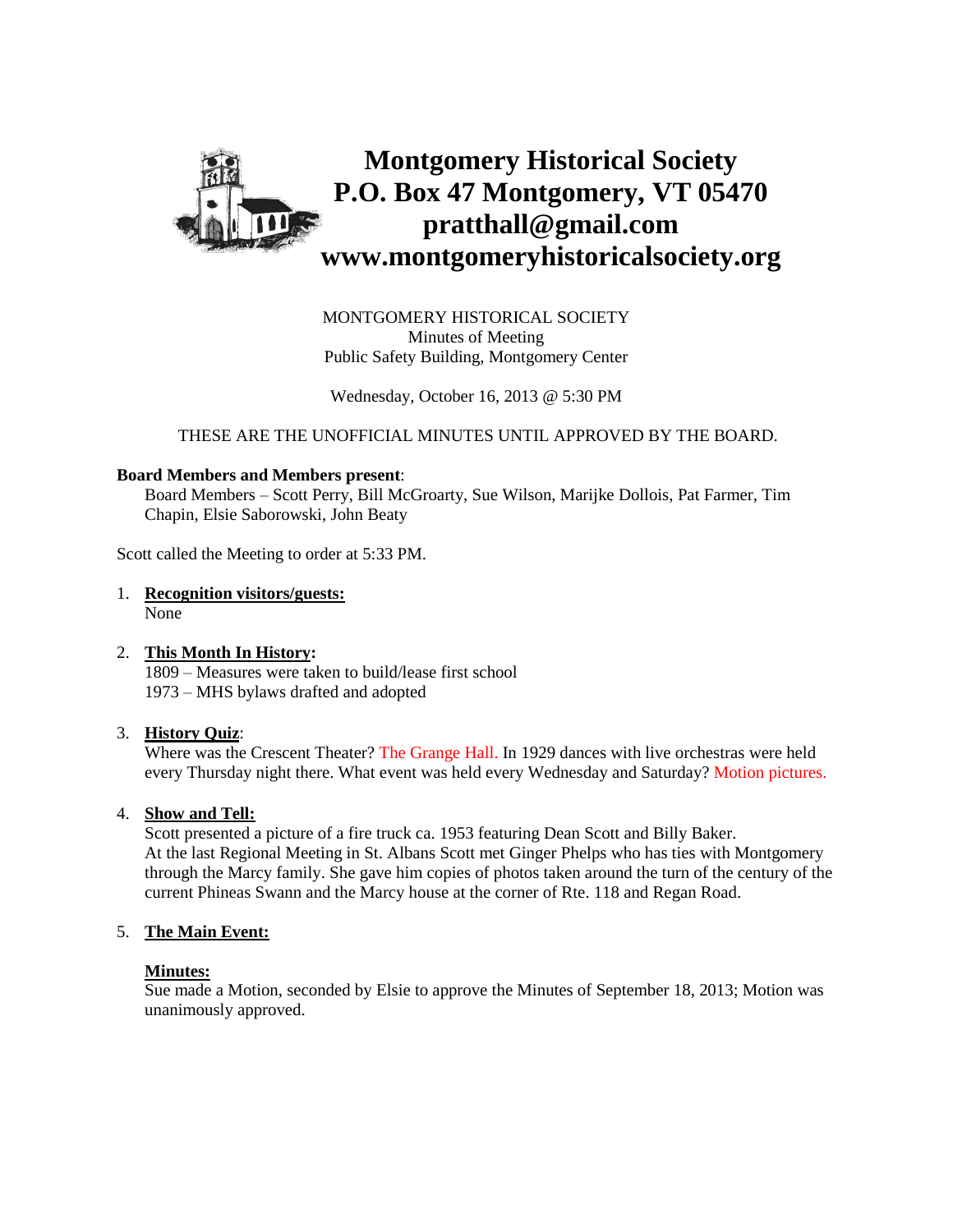# Montgomery Historical Society
# P.O. Box 47 Montgomery, VT 05470
# pratthall@gmail.com
# www.montgomeryhistoricalsociety.org

MONTGOMERY HISTORICAL SOCIETY
Minutes of Meeting
Public Safety Building, Montgomery Center

Wednesday, October 16, 2013 @ 5:30 PM

THESE ARE THE UNOFFICIAL MINUTES UNTIL APPROVED BY THE BOARD.

**Board Members and Members present**:
Board Members – Scott Perry, Bill McGroarty, Sue Wilson, Marijke Dollois, Pat Farmer, Tim Chapin, Elsie Saborowski, John Beaty

Scott called the Meeting to order at 5:33 PM.

1. **Recognition visitors/guests:**
   None

2. **This Month In History:**
   1809 – Measures were taken to build/lease first school
   1973 – MHS bylaws drafted and adopted

3. **History Quiz**:
   Where was the Crescent Theater? The Grange Hall. In 1929 dances with live orchestras were held every Thursday night there. What event was held every Wednesday and Saturday? Motion pictures.

4. **Show and Tell:**
   Scott presented a picture of a fire truck ca. 1953 featuring Dean Scott and Billy Baker.
   At the last Regional Meeting in St. Albans Scott met Ginger Phelps who has ties with Montgomery through the Marcy family. She gave him copies of photos taken around the turn of the century of the current Phineas Swann and the Marcy house at the corner of Rte. 118 and Regan Road.

5. **The Main Event:**

   **Minutes:**
   Sue made a Motion, seconded by Elsie to approve the Minutes of September 18, 2013; Motion was unanimously approved.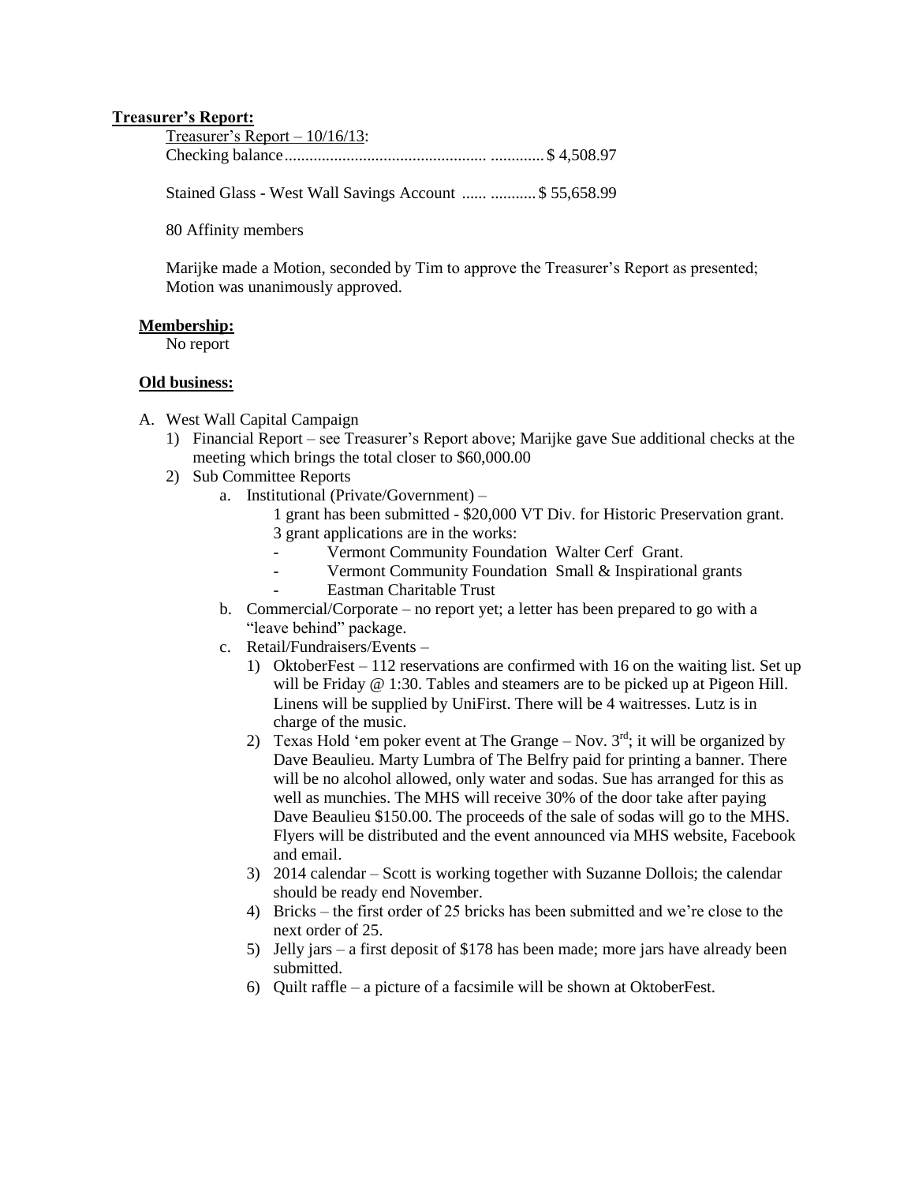**Treasurer's Report:**

Treasurer's Report – 10/16/13:
Checking balance................................................ ............. $ 4,508.97

Stained Glass - West Wall Savings Account ...... ........... $ 55,658.99

80 Affinity members

Marijke made a Motion, seconded by Tim to approve the Treasurer's Report as presented; Motion was unanimously approved.

**Membership:**

No report

**Old business:**

A. West Wall Capital Campaign
   1) Financial Report – see Treasurer's Report above; Marijke gave Sue additional checks at the meeting which brings the total closer to $60,000.00
   2) Sub Committee Reports
      a. Institutional (Private/Government) –
         1 grant has been submitted - $20,000 VT Div. for Historic Preservation grant.
         3 grant applications are in the works:
         - Vermont Community Foundation Walter Cerf Grant.
         - Vermont Community Foundation Small & Inspirational grants
         - Eastman Charitable Trust
      b. Commercial/Corporate – no report yet; a letter has been prepared to go with a "leave behind" package.
      c. Retail/Fundraisers/Events –
         1) OktoberFest – 112 reservations are confirmed with 16 on the waiting list. Set up will be Friday @ 1:30. Tables and steamers are to be picked up at Pigeon Hill. Linens will be supplied by UniFirst. There will be 4 waitresses. Lutz is in charge of the music.
         2) Texas Hold 'em poker event at The Grange – Nov. 3rd; it will be organized by Dave Beaulieu. Marty Lumbra of The Belfry paid for printing a banner. There will be no alcohol allowed, only water and sodas. Sue has arranged for this as well as munchies. The MHS will receive 30% of the door take after paying Dave Beaulieu $150.00. The proceeds of the sale of sodas will go to the MHS. Flyers will be distributed and the event announced via MHS website, Facebook and email.
         3) 2014 calendar – Scott is working together with Suzanne Dollois; the calendar should be ready end November.
         4) Bricks – the first order of 25 bricks has been submitted and we're close to the next order of 25.
         5) Jelly jars – a first deposit of $178 has been made; more jars have already been submitted.
         6) Quilt raffle – a picture of a facsimile will be shown at OktoberFest.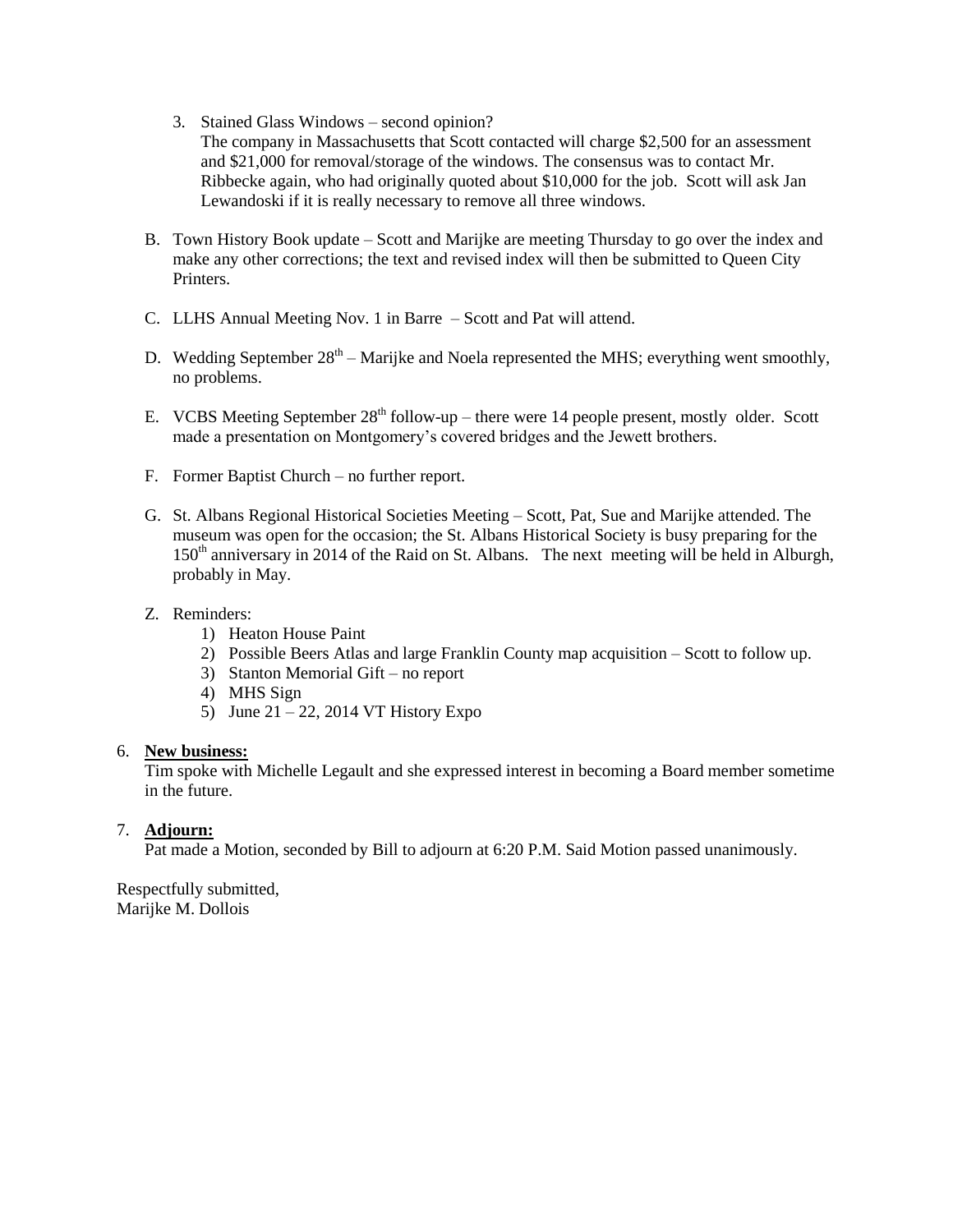3. Stained Glass Windows – second opinion?
   The company in Massachusetts that Scott contacted will charge $2,500 for an assessment and $21,000 for removal/storage of the windows. The consensus was to contact Mr. Ribbecke again, who had originally quoted about $10,000 for the job. Scott will ask Jan Lewandoski if it is really necessary to remove all three windows.

B. Town History Book update – Scott and Marijke are meeting Thursday to go over the index and make any other corrections; the text and revised index will then be submitted to Queen City Printers.

C. LLHS Annual Meeting Nov. 1 in Barre – Scott and Pat will attend.

D. Wedding September 28th – Marijke and Noela represented the MHS; everything went smoothly, no problems.

E. VCBS Meeting September 28th follow-up – there were 14 people present, mostly older. Scott made a presentation on Montgomery's covered bridges and the Jewett brothers.

F. Former Baptist Church – no further report.

G. St. Albans Regional Historical Societies Meeting – Scott, Pat, Sue and Marijke attended. The museum was open for the occasion; the St. Albans Historical Society is busy preparing for the 150th anniversary in 2014 of the Raid on St. Albans. The next meeting will be held in Alburgh, probably in May.

Z. Reminders:
   1) Heaton House Paint
   2) Possible Beers Atlas and large Franklin County map acquisition – Scott to follow up.
   3) Stanton Memorial Gift – no report
   4) MHS Sign
   5) June 21 – 22, 2014 VT History Expo

6. **New business:**
   Tim spoke with Michelle Legault and she expressed interest in becoming a Board member sometime in the future.

7. **Adjourn:**
   Pat made a Motion, seconded by Bill to adjourn at 6:20 P.M. Said Motion passed unanimously.

Respectfully submitted,
Marijke M. Dollois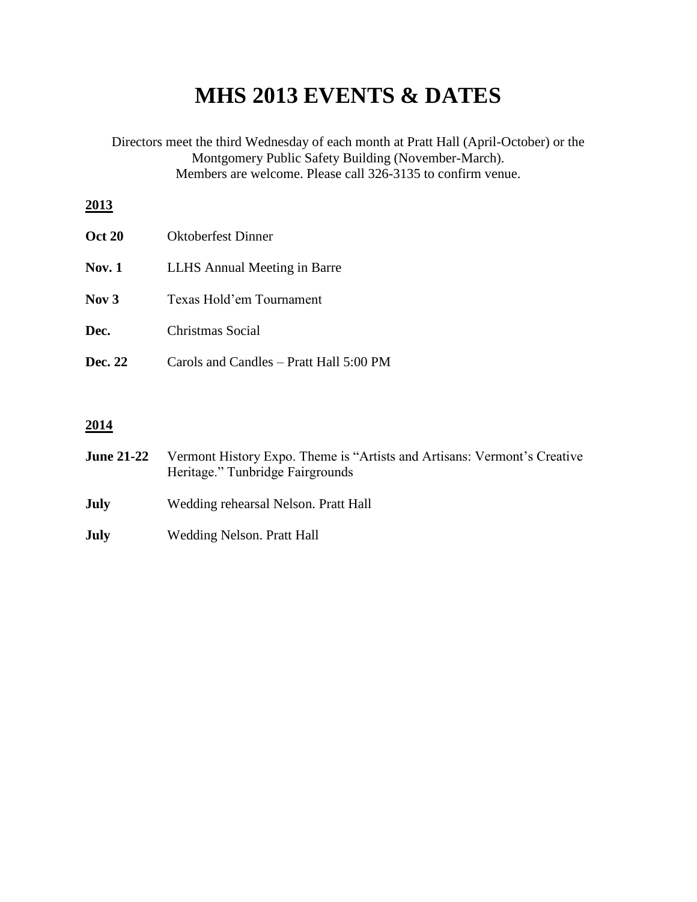# MHS 2013 EVENTS & DATES

Directors meet the third Wednesday of each month at Pratt Hall (April-October) or the Montgomery Public Safety Building (November-March).
Members are welcome. Please call 326-3135 to confirm venue.

**2013**

| | |
|---|---|
| **Oct 20** | Oktoberfest Dinner |
| **Nov. 1** | LLHS Annual Meeting in Barre |
| **Nov 3** | Texas Hold'em Tournament |
| **Dec.** | Christmas Social |
| **Dec. 22** | Carols and Candles – Pratt Hall 5:00 PM |

**2014**

| | |
|---|---|
| **June 21-22** | Vermont History Expo. Theme is "Artists and Artisans: Vermont's Creative Heritage." Tunbridge Fairgrounds |
| **July** | Wedding rehearsal Nelson. Pratt Hall |
| **July** | Wedding Nelson. Pratt Hall |